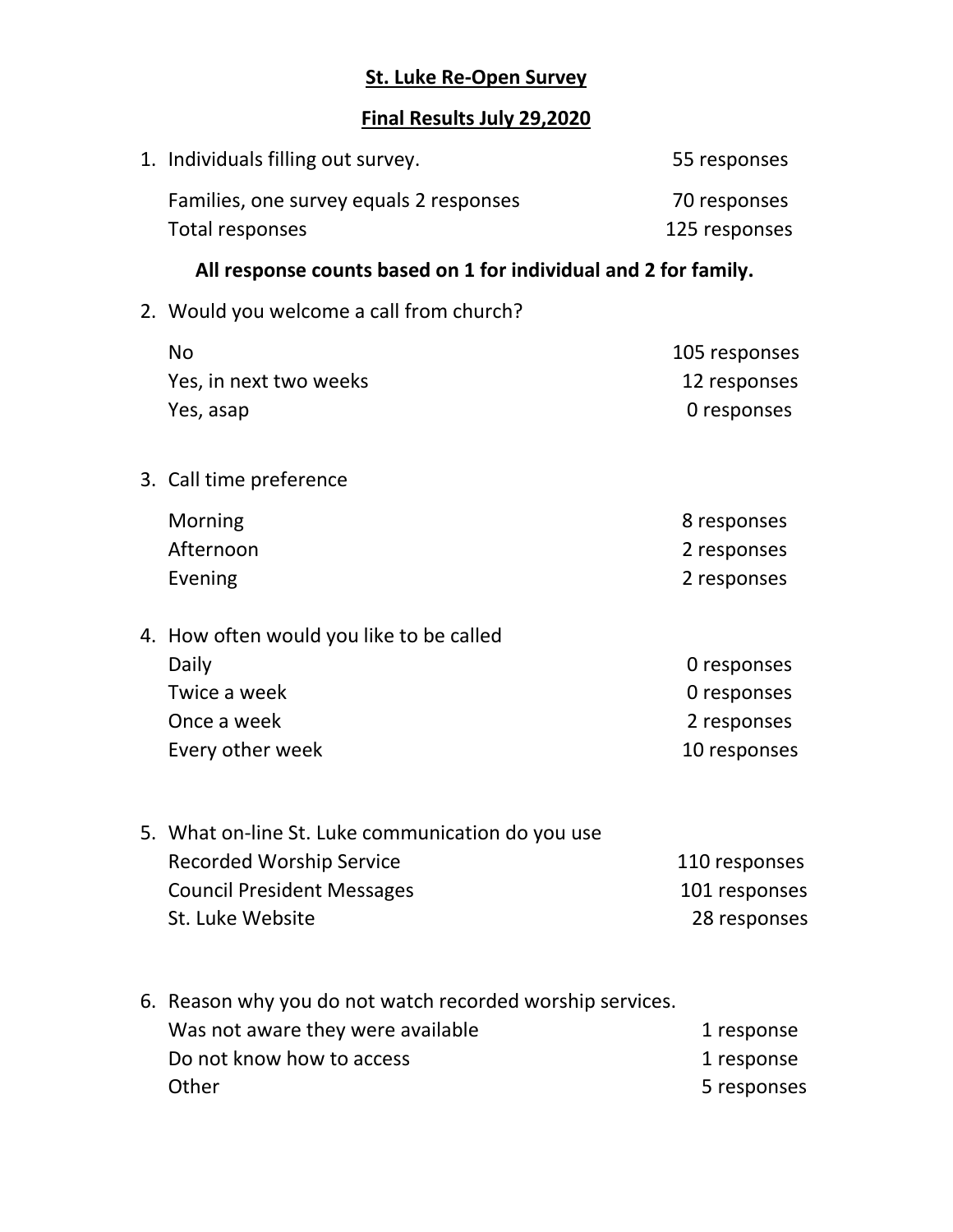# St. Luke Re-Open Survey

## Final Results July 29,2020

1. Individuals filling out survey. 55 responses

   Families, one survey equals 2 responses 70 responses
   Total responses 125 responses

**All response counts based on 1 for individual and 2 for family.**

2. Would you welcome a call from church?

   | | |
   |---|---|
   | No | 105 responses |
   | Yes, in next two weeks | 12 responses |
   | Yes, asap | 0 responses |

3. Call time preference

   | | |
   |---|---|
   | Morning | 8 responses |
   | Afternoon | 2 responses |
   | Evening | 2 responses |

4. How often would you like to be called

   | | |
   |---|---|
   | Daily | 0 responses |
   | Twice a week | 0 responses |
   | Once a week | 2 responses |
   | Every other week | 10 responses |

5. What on-line St. Luke communication do you use

   | | |
   |---|---|
   | Recorded Worship Service | 110 responses |
   | Council President Messages | 101 responses |
   | St. Luke Website | 28 responses |

6. Reason why you do not watch recorded worship services.

   | | |
   |---|---|
   | Was not aware they were available | 1 response |
   | Do not know how to access | 1 response |
   | Other | 5 responses |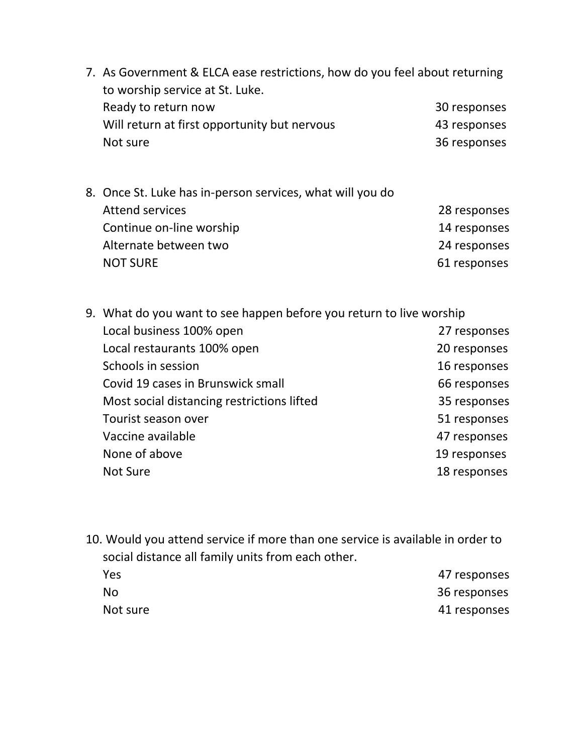7. As Government & ELCA ease restrictions, how do you feel about returning to worship service at St. Luke.

| | |
|---|---|
| Ready to return now | 30 responses |
| Will return at first opportunity but nervous | 43 responses |
| Not sure | 36 responses |

8. Once St. Luke has in-person services, what will you do

| | |
|---|---|
| Attend services | 28 responses |
| Continue on-line worship | 14 responses |
| Alternate between two | 24 responses |
| NOT SURE | 61 responses |

9. What do you want to see happen before you return to live worship

| | |
|---|---|
| Local business 100% open | 27 responses |
| Local restaurants 100% open | 20 responses |
| Schools in session | 16 responses |
| Covid 19 cases in Brunswick small | 66 responses |
| Most social distancing restrictions lifted | 35 responses |
| Tourist season over | 51 responses |
| Vaccine available | 47 responses |
| None of above | 19 responses |
| Not Sure | 18 responses |

10. Would you attend service if more than one service is available in order to social distance all family units from each other.

| | |
|---|---|
| Yes | 47 responses |
| No | 36 responses |
| Not sure | 41 responses |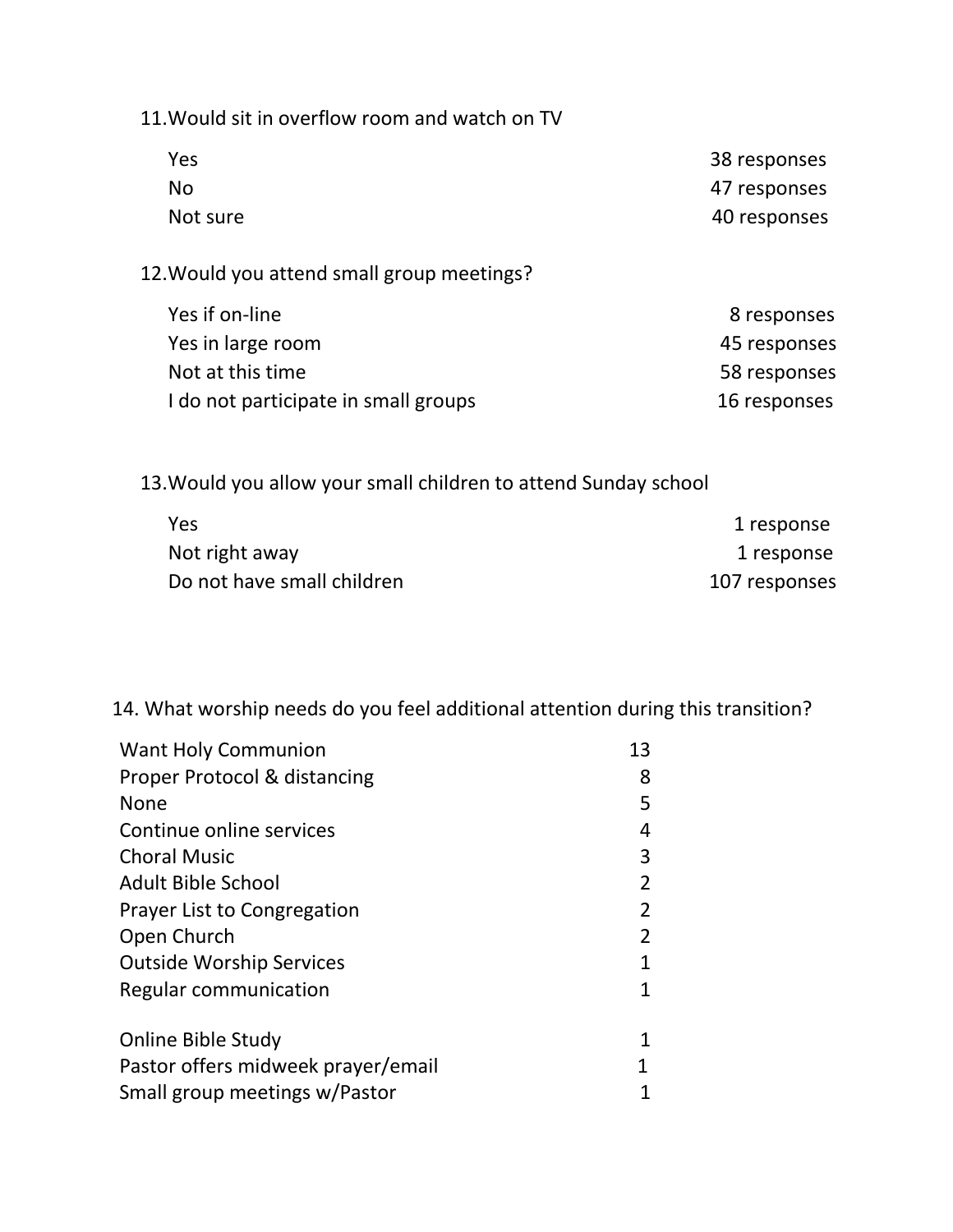11. Would sit in overflow room and watch on TV

| | |
|---|---|
| Yes | 38 responses |
| No | 47 responses |
| Not sure | 40 responses |

12. Would you attend small group meetings?

| | |
|---|---|
| Yes if on-line | 8 responses |
| Yes in large room | 45 responses |
| Not at this time | 58 responses |
| I do not participate in small groups | 16 responses |

13. Would you allow your small children to attend Sunday school

| | |
|---|---|
| Yes | 1 response |
| Not right away | 1 response |
| Do not have small children | 107 responses |

14. What worship needs do you feel additional attention during this transition?

| | |
|---|---|
| Want Holy Communion | 13 |
| Proper Protocol & distancing | 8 |
| None | 5 |
| Continue online services | 4 |
| Choral Music | 3 |
| Adult Bible School | 2 |
| Prayer List to Congregation | 2 |
| Open Church | 2 |
| Outside Worship Services | 1 |
| Regular communication | 1 |
| Online Bible Study | 1 |
| Pastor offers midweek prayer/email | 1 |
| Small group meetings w/Pastor | 1 |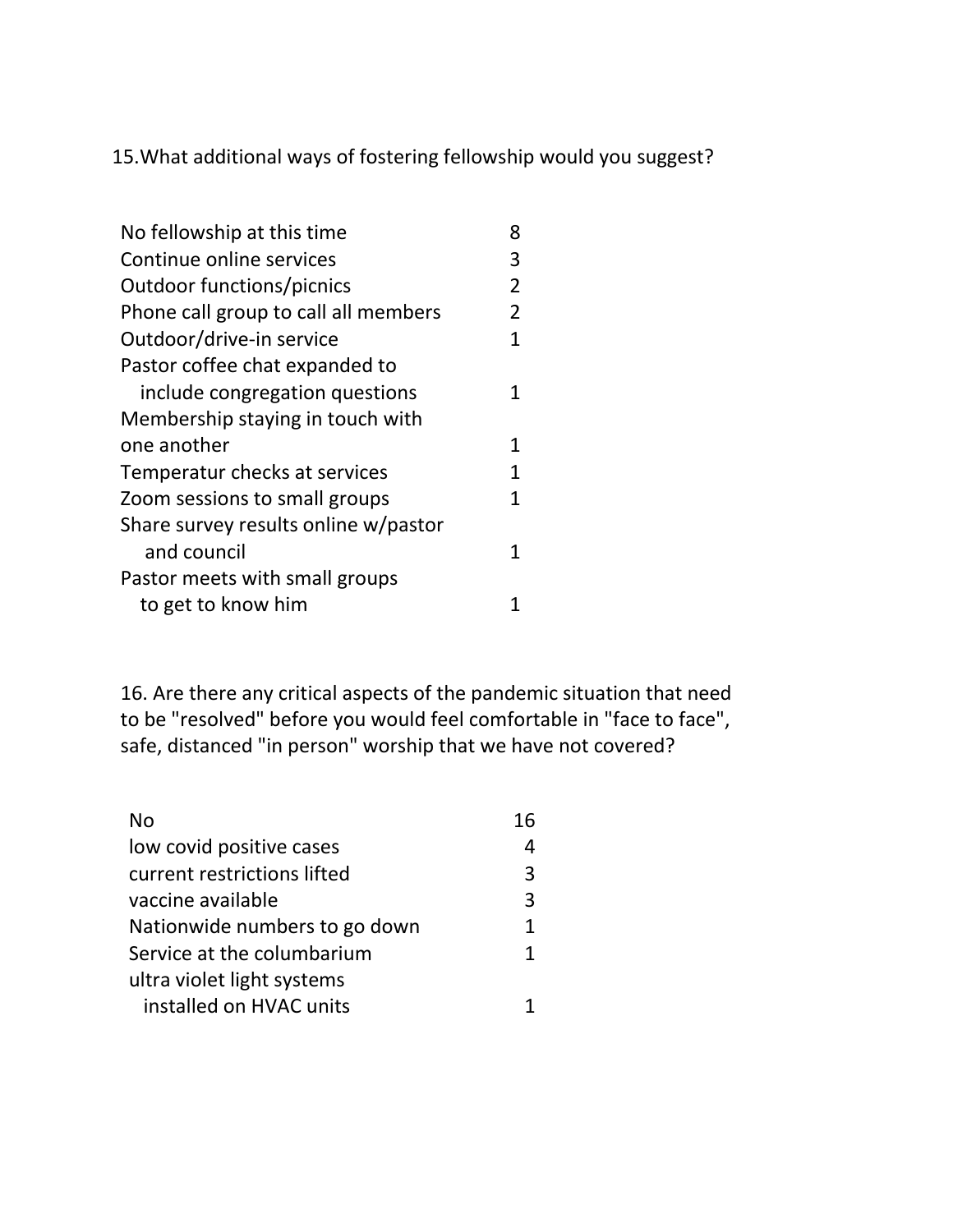15.What additional ways of fostering fellowship would you suggest?

| | |
|---|---|
| No fellowship at this time | 8 |
| Continue online services | 3 |
| Outdoor functions/picnics | 2 |
| Phone call group to call all members | 2 |
| Outdoor/drive-in service | 1 |
| Pastor coffee chat expanded to include congregation questions | 1 |
| Membership staying in touch with one another | 1 |
| Temperatur checks at services | 1 |
| Zoom sessions to small groups | 1 |
| Share survey results online w/pastor and council | 1 |
| Pastor meets with small groups to get to know him | 1 |

16. Are there any critical aspects of the pandemic situation that need to be "resolved" before you would feel comfortable in "face to face", safe, distanced "in person" worship that we have not covered?

| | |
|---|---|
| No | 16 |
| low covid positive cases | 4 |
| current restrictions lifted | 3 |
| vaccine available | 3 |
| Nationwide numbers to go down | 1 |
| Service at the columbarium | 1 |
| ultra violet light systems installed on HVAC units | 1 |